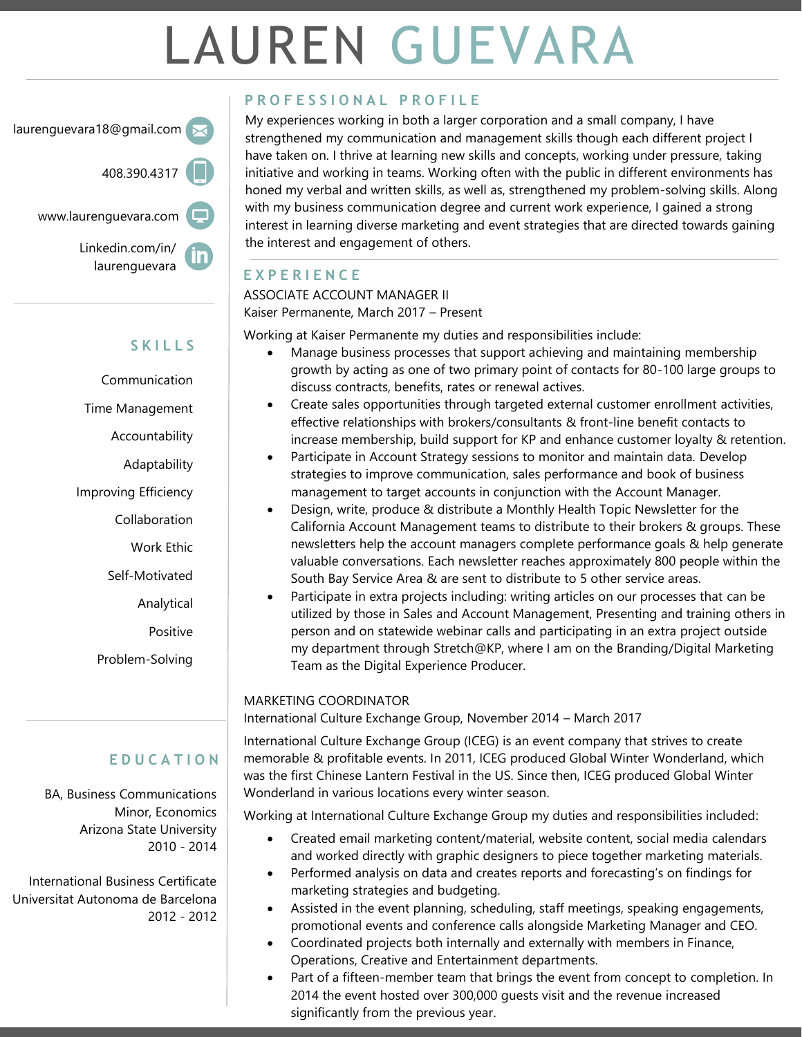# LAUREN GUEVARA

laurenguevara18@gmail.com

408.390.4317

www.laurenguevara.com

Linkedin.com/in/laurenguevara

## SKILLS

Communication

Time Management

Accountability

Adaptability

Improving Efficiency

Collaboration

Work Ethic

Self-Motivated

Analytical

Positive

Problem-Solving

## EDUCATION

BA, Business Communications
Minor, Economics
Arizona State University
2010 - 2014

International Business Certificate
Universitat Autonoma de Barcelona
2012 - 2012

## PROFESSIONAL PROFILE

My experiences working in both a larger corporation and a small company, I have strengthened my communication and management skills though each different project I have taken on. I thrive at learning new skills and concepts, working under pressure, taking initiative and working in teams. Working often with the public in different environments has honed my verbal and written skills, as well as, strengthened my problem-solving skills. Along with my business communication degree and current work experience, I gained a strong interest in learning diverse marketing and event strategies that are directed towards gaining the interest and engagement of others.

## EXPERIENCE

ASSOCIATE ACCOUNT MANAGER II
Kaiser Permanente, March 2017 – Present

Working at Kaiser Permanente my duties and responsibilities include:

- Manage business processes that support achieving and maintaining membership growth by acting as one of two primary point of contacts for 80-100 large groups to discuss contracts, benefits, rates or renewal actives.
- Create sales opportunities through targeted external customer enrollment activities, effective relationships with brokers/consultants & front-line benefit contacts to increase membership, build support for KP and enhance customer loyalty & retention.
- Participate in Account Strategy sessions to monitor and maintain data. Develop strategies to improve communication, sales performance and book of business management to target accounts in conjunction with the Account Manager.
- Design, write, produce & distribute a Monthly Health Topic Newsletter for the California Account Management teams to distribute to their brokers & groups. These newsletters help the account managers complete performance goals & help generate valuable conversations. Each newsletter reaches approximately 800 people within the South Bay Service Area & are sent to distribute to 5 other service areas.
- Participate in extra projects including: writing articles on our processes that can be utilized by those in Sales and Account Management, Presenting and training others in person and on statewide webinar calls and participating in an extra project outside my department through Stretch@KP, where I am on the Branding/Digital Marketing Team as the Digital Experience Producer.

MARKETING COORDINATOR
International Culture Exchange Group, November 2014 – March 2017

International Culture Exchange Group (ICEG) is an event company that strives to create memorable & profitable events. In 2011, ICEG produced Global Winter Wonderland, which was the first Chinese Lantern Festival in the US. Since then, ICEG produced Global Winter Wonderland in various locations every winter season.

Working at International Culture Exchange Group my duties and responsibilities included:

- Created email marketing content/material, website content, social media calendars and worked directly with graphic designers to piece together marketing materials.
- Performed analysis on data and creates reports and forecasting's on findings for marketing strategies and budgeting.
- Assisted in the event planning, scheduling, staff meetings, speaking engagements, promotional events and conference calls alongside Marketing Manager and CEO.
- Coordinated projects both internally and externally with members in Finance, Operations, Creative and Entertainment departments.
- Part of a fifteen-member team that brings the event from concept to completion. In 2014 the event hosted over 300,000 guests visit and the revenue increased significantly from the previous year.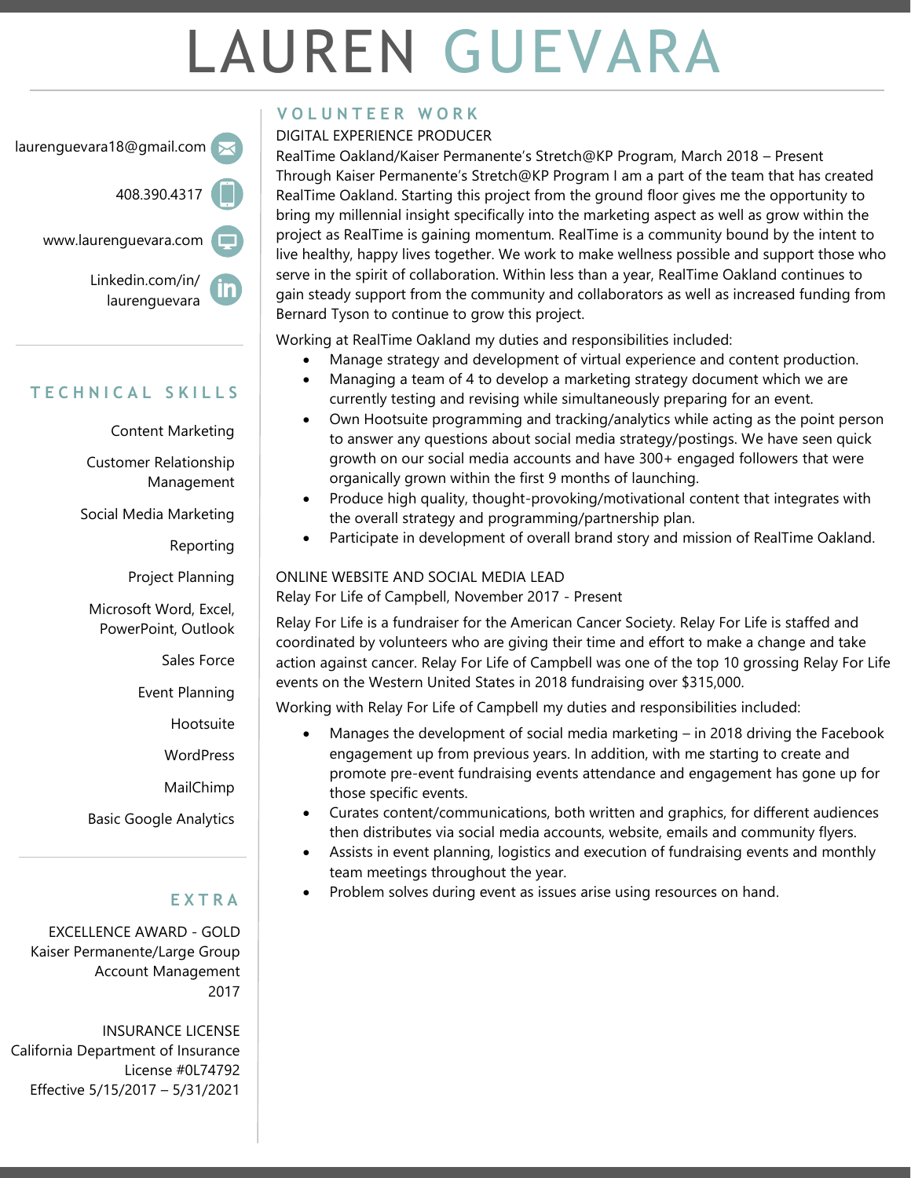# LAUREN GUEVARA

laurenguevara18@gmail.com

408.390.4317

www.laurenguevara.com

Linkedin.com/in/laurenguevara

## TECHNICAL SKILLS

Content Marketing

Customer Relationship Management

Social Media Marketing

Reporting

Project Planning

Microsoft Word, Excel, PowerPoint, Outlook

Sales Force

Event Planning

Hootsuite

WordPress

MailChimp

Basic Google Analytics

## EXTRA

EXCELLENCE AWARD - GOLD
Kaiser Permanente/Large Group Account Management
2017

INSURANCE LICENSE
California Department of Insurance
License #0L74792
Effective 5/15/2017 – 5/31/2021

## VOLUNTEER WORK

DIGITAL EXPERIENCE PRODUCER
RealTime Oakland/Kaiser Permanente's Stretch@KP Program, March 2018 – Present
Through Kaiser Permanente's Stretch@KP Program I am a part of the team that has created RealTime Oakland. Starting this project from the ground floor gives me the opportunity to bring my millennial insight specifically into the marketing aspect as well as grow within the project as RealTime is gaining momentum. RealTime is a community bound by the intent to live healthy, happy lives together. We work to make wellness possible and support those who serve in the spirit of collaboration. Within less than a year, RealTime Oakland continues to gain steady support from the community and collaborators as well as increased funding from Bernard Tyson to continue to grow this project.

Working at RealTime Oakland my duties and responsibilities included:

- Manage strategy and development of virtual experience and content production.
- Managing a team of 4 to develop a marketing strategy document which we are currently testing and revising while simultaneously preparing for an event.
- Own Hootsuite programming and tracking/analytics while acting as the point person to answer any questions about social media strategy/postings. We have seen quick growth on our social media accounts and have 300+ engaged followers that were organically grown within the first 9 months of launching.
- Produce high quality, thought-provoking/motivational content that integrates with the overall strategy and programming/partnership plan.
- Participate in development of overall brand story and mission of RealTime Oakland.

ONLINE WEBSITE AND SOCIAL MEDIA LEAD
Relay For Life of Campbell, November 2017 - Present

Relay For Life is a fundraiser for the American Cancer Society. Relay For Life is staffed and coordinated by volunteers who are giving their time and effort to make a change and take action against cancer. Relay For Life of Campbell was one of the top 10 grossing Relay For Life events on the Western United States in 2018 fundraising over $315,000.

Working with Relay For Life of Campbell my duties and responsibilities included:

- Manages the development of social media marketing – in 2018 driving the Facebook engagement up from previous years. In addition, with me starting to create and promote pre-event fundraising events attendance and engagement has gone up for those specific events.
- Curates content/communications, both written and graphics, for different audiences then distributes via social media accounts, website, emails and community flyers.
- Assists in event planning, logistics and execution of fundraising events and monthly team meetings throughout the year.
- Problem solves during event as issues arise using resources on hand.